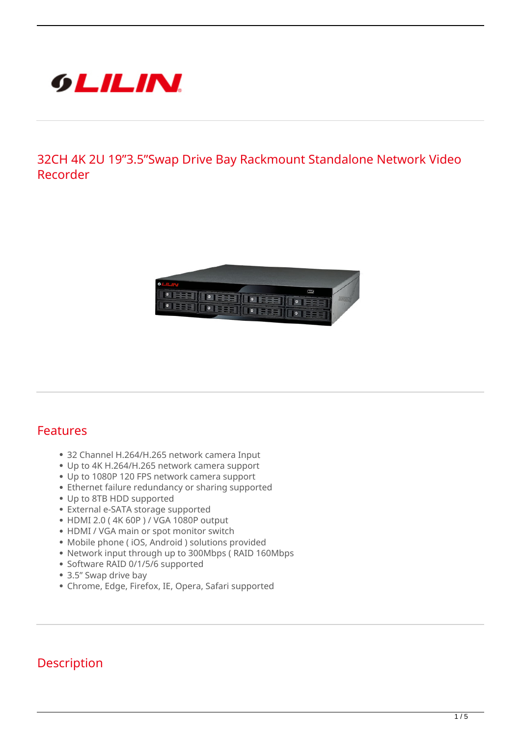# 32CH 4K 2U 19"3.5"Swap Drive Bay Rackmount Standalone Network Video Recorder

## Features

- 32 Channel H.264/H.265 network camera Input
- Up to 4K H.264/H.265 network camera support
- Up to 1080P 120 FPS network camera support
- Ethernet failure redundancy or sharing supported
- Up to 8TB HDD supported
- External e-SATA storage supported
- HDMI 2.0 ( 4K 60P ) / VGA 1080P output
- HDMI / VGA main or spot monitor switch
- Mobile phone ( iOS, Android ) solutions provided
- Network input through up to 300Mbps ( RAID 160Mbps
- Software RAID 0/1/5/6 supported
- 3.5" Swap drive bay
- Chrome, Edge, Firefox, IE, Opera, Safari supported

## Description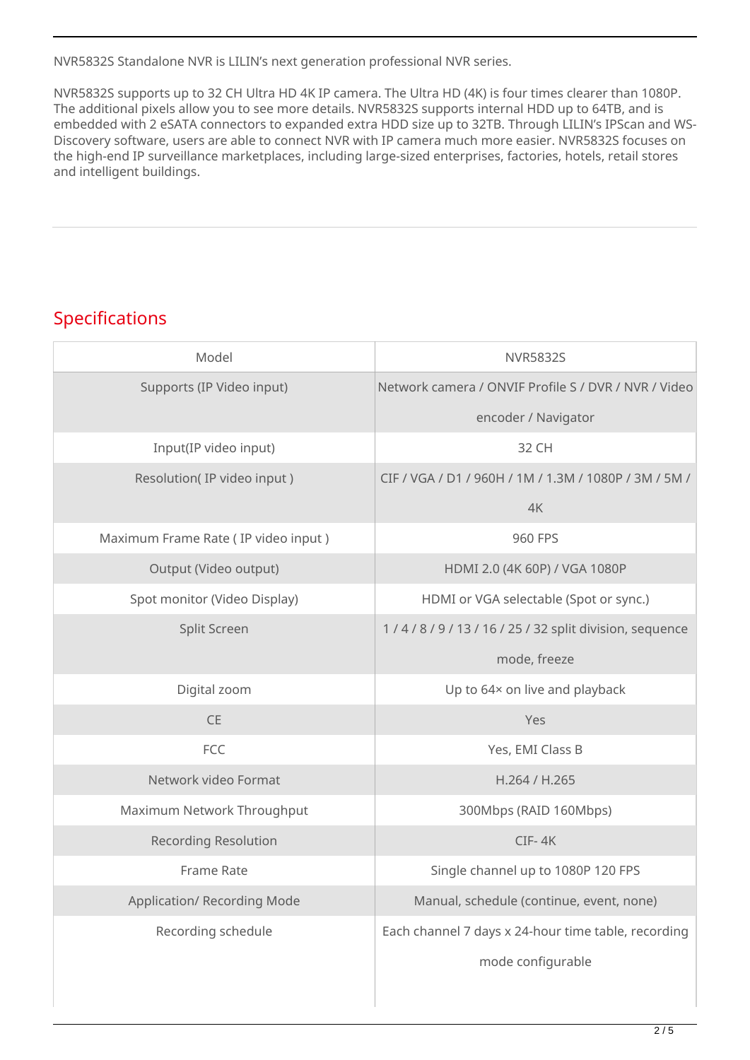NVR5832S Standalone NVR is LILIN's next generation professional NVR series.

NVR5832S supports up to 32 CH Ultra HD 4K IP camera. The Ultra HD (4K) is four times clearer than 1080P. The additional pixels allow you to see more details. NVR5832S supports internal HDD up to 64TB, and is embedded with 2 eSATA connectors to expanded extra HDD size up to 32TB. Through LILIN's IPScan and WS-Discovery software, users are able to connect NVR with IP camera much more easier. NVR5832S focuses on the high-end IP surveillance marketplaces, including large-sized enterprises, factories, hotels, retail stores and intelligent buildings.

## Specifications

| Model | NVR5832S |
| --- | --- |
| Supports (IP Video input) | Network camera / ONVIF Profile S / DVR / NVR / Video encoder / Navigator |
| Input(IP video input) | 32 CH |
| Resolution( IP video input ) | CIF / VGA / D1 / 960H / 1M / 1.3M / 1080P / 3M / 5M / 4K |
| Maximum Frame Rate ( IP video input ) | 960 FPS |
| Output (Video output) | HDMI 2.0 (4K 60P) / VGA 1080P |
| Spot monitor (Video Display) | HDMI or VGA selectable (Spot or sync.) |
| Split Screen | 1 / 4 / 8 / 9 / 13 / 16 / 25 / 32 split division, sequence mode, freeze |
| Digital zoom | Up to 64× on live and playback |
| CE | Yes |
| FCC | Yes, EMI Class B |
| Network video Format | H.264 / H.265 |
| Maximum Network Throughput | 300Mbps (RAID 160Mbps) |
| Recording Resolution | CIF- 4K |
| Frame Rate | Single channel up to 1080P 120 FPS |
| Application/ Recording Mode | Manual, schedule (continue, event, none) |
| Recording schedule | Each channel 7 days x 24-hour time table, recording mode configurable |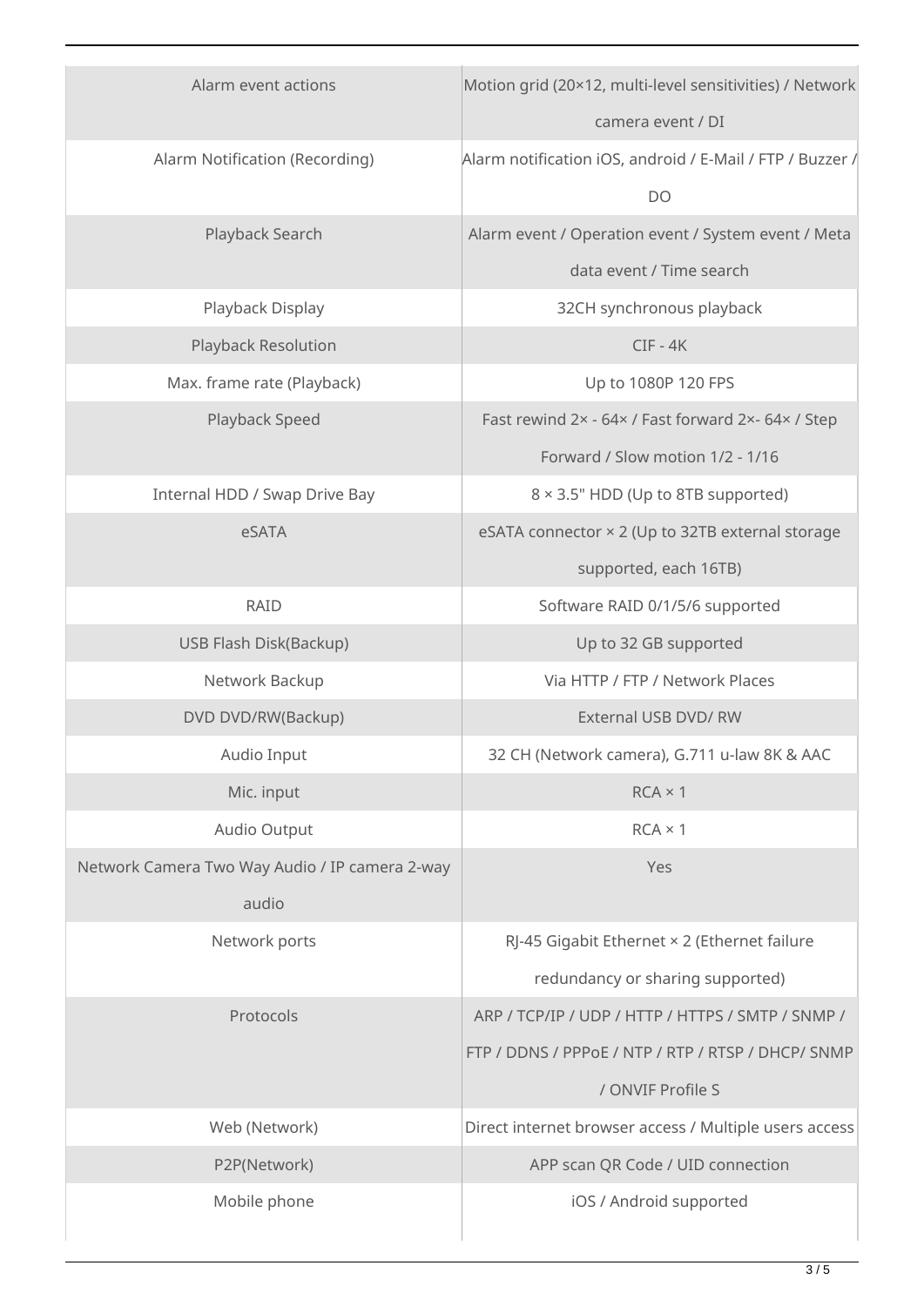| | |
|---|---|
| Alarm event actions | Motion grid (20×12, multi-level sensitivities) / Network camera event / DI |
| Alarm Notification (Recording) | Alarm notification iOS, android / E-Mail / FTP / Buzzer / DO |
| Playback Search | Alarm event / Operation event / System event / Meta data event / Time search |
| Playback Display | 32CH synchronous playback |
| Playback Resolution | CIF - 4K |
| Max. frame rate (Playback) | Up to 1080P 120 FPS |
| Playback Speed | Fast rewind 2× - 64× / Fast forward 2×- 64× / Step Forward / Slow motion 1/2 - 1/16 |
| Internal HDD / Swap Drive Bay | 8 × 3.5" HDD (Up to 8TB supported) |
| eSATA | eSATA connector × 2 (Up to 32TB external storage supported, each 16TB) |
| RAID | Software RAID 0/1/5/6 supported |
| USB Flash Disk(Backup) | Up to 32 GB supported |
| Network Backup | Via HTTP / FTP / Network Places |
| DVD DVD/RW(Backup) | External USB DVD/ RW |
| Audio Input | 32 CH (Network camera), G.711 u-law 8K & AAC |
| Mic. input | RCA × 1 |
| Audio Output | RCA × 1 |
| Network Camera Two Way Audio / IP camera 2-way audio | Yes |
| Network ports | RJ-45 Gigabit Ethernet × 2 (Ethernet failure redundancy or sharing supported) |
| Protocols | ARP / TCP/IP / UDP / HTTP / HTTPS / SMTP / SNMP / FTP / DDNS / PPPoE / NTP / RTP / RTSP / DHCP/ SNMP / ONVIF Profile S |
| Web (Network) | Direct internet browser access / Multiple users access |
| P2P(Network) | APP scan QR Code / UID connection |
| Mobile phone | iOS / Android supported |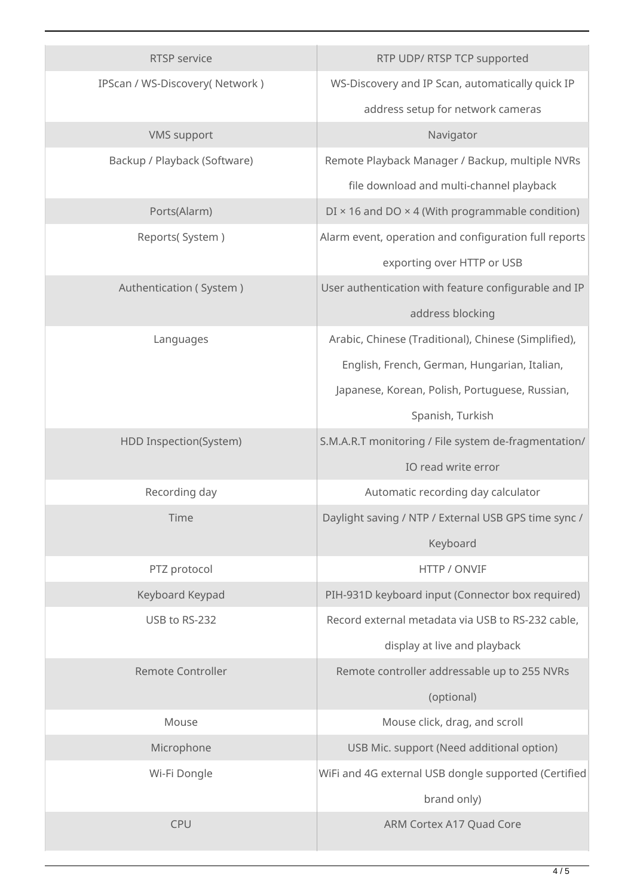| RTSP service | RTP UDP/ RTSP TCP supported |
|---|---|
| IPScan / WS-Discovery( Network ) | WS-Discovery and IP Scan, automatically quick IP address setup for network cameras |
| VMS support | Navigator |
| Backup / Playback (Software) | Remote Playback Manager / Backup, multiple NVRs file download and multi-channel playback |
| Ports(Alarm) | DI × 16 and DO × 4 (With programmable condition) |
| Reports( System ) | Alarm event, operation and configuration full reports exporting over HTTP or USB |
| Authentication ( System ) | User authentication with feature configurable and IP address blocking |
| Languages | Arabic, Chinese (Traditional), Chinese (Simplified), English, French, German, Hungarian, Italian, Japanese, Korean, Polish, Portuguese, Russian, Spanish, Turkish |
| HDD Inspection(System) | S.M.A.R.T monitoring / File system de-fragmentation/ IO read write error |
| Recording day | Automatic recording day calculator |
| Time | Daylight saving / NTP / External USB GPS time sync / Keyboard |
| PTZ protocol | HTTP / ONVIF |
| Keyboard Keypad | PIH-931D keyboard input (Connector box required) |
| USB to RS-232 | Record external metadata via USB to RS-232 cable, display at live and playback |
| Remote Controller | Remote controller addressable up to 255 NVRs (optional) |
| Mouse | Mouse click, drag, and scroll |
| Microphone | USB Mic. support (Need additional option) |
| Wi-Fi Dongle | WiFi and 4G external USB dongle supported (Certified brand only) |
| CPU | ARM Cortex A17 Quad Core |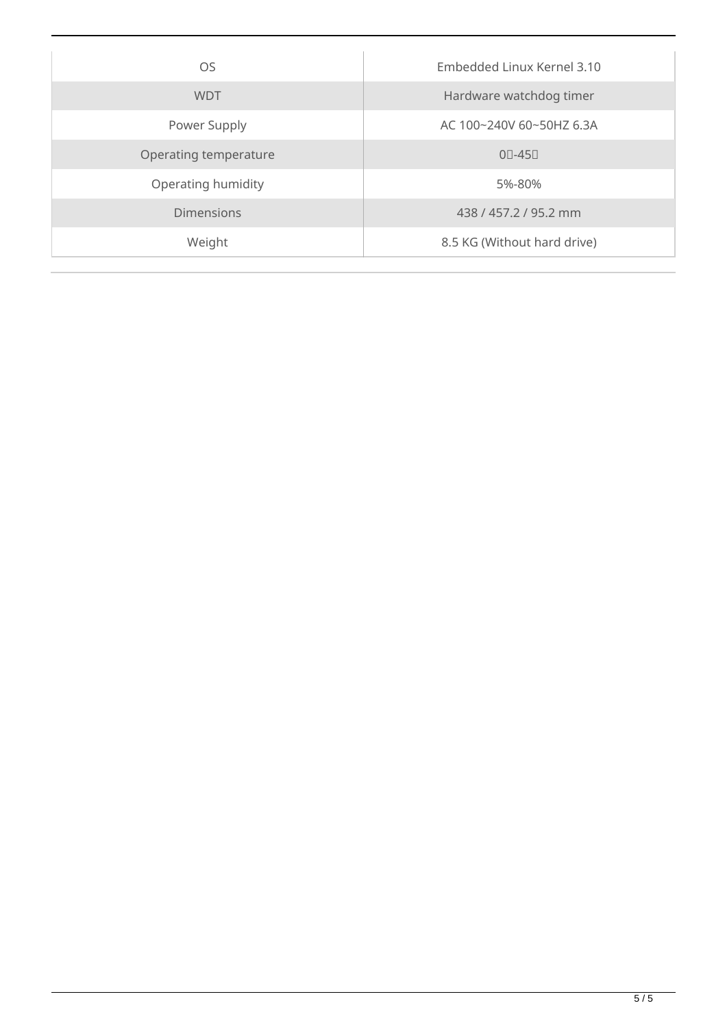| | |
|---|---|
| OS | Embedded Linux Kernel 3.10 |
| WDT | Hardware watchdog timer |
| Power Supply | AC 100~240V 60~50HZ 6.3A |
| Operating temperature | 0℃-45℃ |
| Operating humidity | 5%-80% |
| Dimensions | 438 / 457.2 / 95.2 mm |
| Weight | 8.5 KG (Without hard drive) |